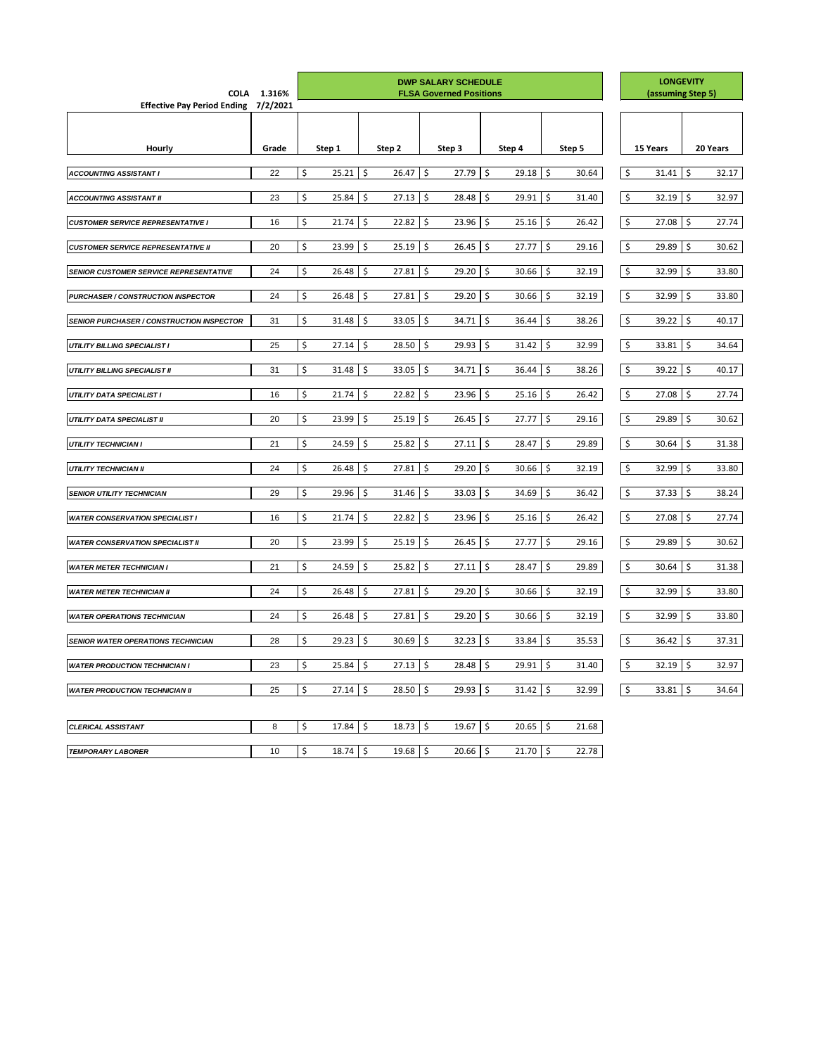| COLA 1.316% | | DWP SALARY SCHEDULE FLSA Governed Positions | | | | | LONGEVITY (assuming Step 5) | |
|---|---|---|---|---|---|---|---|---|
| Effective Pay Period Ending 7/2/2021 | | | | | | | | |
| Hourly | Grade | Step 1 | Step 2 | Step 3 | Step 4 | Step 5 | 15 Years | 20 Years |
| *ACCOUNTING ASSISTANT I* | 22 | $ 25.21 | $ 26.47 | $ 27.79 | $ 29.18 | $ 30.64 | $ 31.41 | $ 32.17 |
| *ACCOUNTING ASSISTANT II* | 23 | $ 25.84 | $ 27.13 | $ 28.48 | $ 29.91 | $ 31.40 | $ 32.19 | $ 32.97 |
| *CUSTOMER SERVICE REPRESENTATIVE I* | 16 | $ 21.74 | $ 22.82 | $ 23.96 | $ 25.16 | $ 26.42 | $ 27.08 | $ 27.74 |
| *CUSTOMER SERVICE REPRESENTATIVE II* | 20 | $ 23.99 | $ 25.19 | $ 26.45 | $ 27.77 | $ 29.16 | $ 29.89 | $ 30.62 |
| *SENIOR CUSTOMER SERVICE REPRESENTATIVE* | 24 | $ 26.48 | $ 27.81 | $ 29.20 | $ 30.66 | $ 32.19 | $ 32.99 | $ 33.80 |
| *PURCHASER / CONSTRUCTION INSPECTOR* | 24 | $ 26.48 | $ 27.81 | $ 29.20 | $ 30.66 | $ 32.19 | $ 32.99 | $ 33.80 |
| *SENIOR PURCHASER / CONSTRUCTION INSPECTOR* | 31 | $ 31.48 | $ 33.05 | $ 34.71 | $ 36.44 | $ 38.26 | $ 39.22 | $ 40.17 |
| *UTILITY BILLING SPECIALIST I* | 25 | $ 27.14 | $ 28.50 | $ 29.93 | $ 31.42 | $ 32.99 | $ 33.81 | $ 34.64 |
| *UTILITY BILLING SPECIALIST II* | 31 | $ 31.48 | $ 33.05 | $ 34.71 | $ 36.44 | $ 38.26 | $ 39.22 | $ 40.17 |
| *UTILITY DATA SPECIALIST I* | 16 | $ 21.74 | $ 22.82 | $ 23.96 | $ 25.16 | $ 26.42 | $ 27.08 | $ 27.74 |
| *UTILITY DATA SPECIALIST II* | 20 | $ 23.99 | $ 25.19 | $ 26.45 | $ 27.77 | $ 29.16 | $ 29.89 | $ 30.62 |
| *UTILITY TECHNICIAN I* | 21 | $ 24.59 | $ 25.82 | $ 27.11 | $ 28.47 | $ 29.89 | $ 30.64 | $ 31.38 |
| *UTILITY TECHNICIAN II* | 24 | $ 26.48 | $ 27.81 | $ 29.20 | $ 30.66 | $ 32.19 | $ 32.99 | $ 33.80 |
| *SENIOR UTILITY TECHNICIAN* | 29 | $ 29.96 | $ 31.46 | $ 33.03 | $ 34.69 | $ 36.42 | $ 37.33 | $ 38.24 |
| *WATER CONSERVATION SPECIALIST I* | 16 | $ 21.74 | $ 22.82 | $ 23.96 | $ 25.16 | $ 26.42 | $ 27.08 | $ 27.74 |
| *WATER CONSERVATION SPECIALIST II* | 20 | $ 23.99 | $ 25.19 | $ 26.45 | $ 27.77 | $ 29.16 | $ 29.89 | $ 30.62 |
| *WATER METER TECHNICIAN I* | 21 | $ 24.59 | $ 25.82 | $ 27.11 | $ 28.47 | $ 29.89 | $ 30.64 | $ 31.38 |
| *WATER METER TECHNICIAN II* | 24 | $ 26.48 | $ 27.81 | $ 29.20 | $ 30.66 | $ 32.19 | $ 32.99 | $ 33.80 |
| *WATER OPERATIONS TECHNICIAN* | 24 | $ 26.48 | $ 27.81 | $ 29.20 | $ 30.66 | $ 32.19 | $ 32.99 | $ 33.80 |
| *SENIOR WATER OPERATIONS TECHNICIAN* | 28 | $ 29.23 | $ 30.69 | $ 32.23 | $ 33.84 | $ 35.53 | $ 36.42 | $ 37.31 |
| *WATER PRODUCTION TECHNICIAN I* | 23 | $ 25.84 | $ 27.13 | $ 28.48 | $ 29.91 | $ 31.40 | $ 32.19 | $ 32.97 |
| *WATER PRODUCTION TECHNICIAN II* | 25 | $ 27.14 | $ 28.50 | $ 29.93 | $ 31.42 | $ 32.99 | $ 33.81 | $ 34.64 |
| *CLERICAL ASSISTANT* | 8 | $ 17.84 | $ 18.73 | $ 19.67 | $ 20.65 | $ 21.68 | | |
| *TEMPORARY LABORER* | 10 | $ 18.74 | $ 19.68 | $ 20.66 | $ 21.70 | $ 22.78 | | |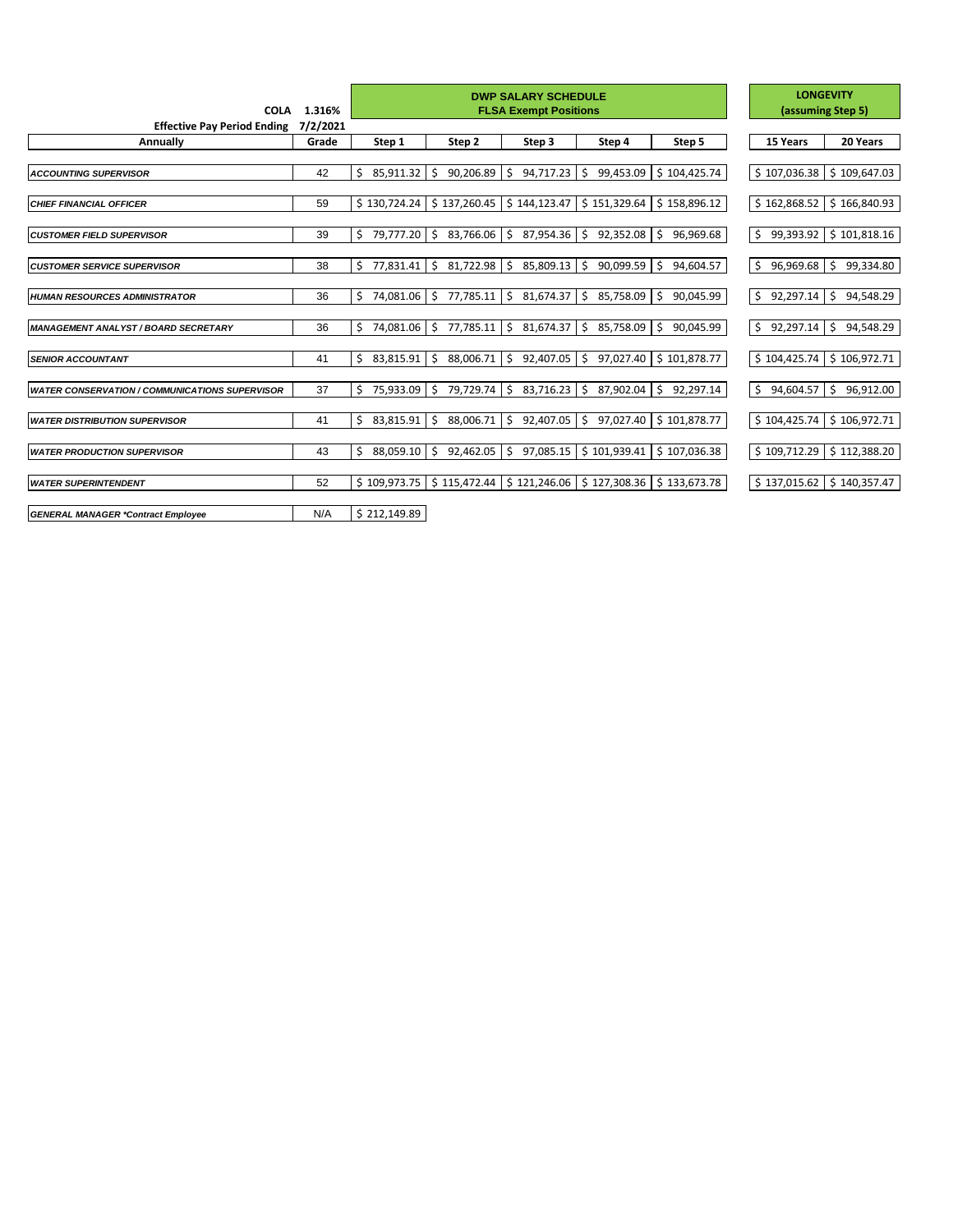| COLA 1.316% | | DWP SALARY SCHEDULE FLSA Exempt Positions | | | | | LONGEVITY (assuming Step 5) | |
|---|---|---|---|---|---|---|---|---|
| Effective Pay Period Ending | 7/2/2021 | | | | | | | |
| **Annually** | **Grade** | **Step 1** | **Step 2** | **Step 3** | **Step 4** | **Step 5** | **15 Years** | **20 Years** |
| *ACCOUNTING SUPERVISOR* | 42 | $ 85,911.32 | $ 90,206.89 | $ 94,717.23 | $ 99,453.09 | $ 104,425.74 | $ 107,036.38 | $ 109,647.03 |
| *CHIEF FINANCIAL OFFICER* | 59 | $ 130,724.24 | $ 137,260.45 | $ 144,123.47 | $ 151,329.64 | $ 158,896.12 | $ 162,868.52 | $ 166,840.93 |
| *CUSTOMER FIELD SUPERVISOR* | 39 | $ 79,777.20 | $ 83,766.06 | $ 87,954.36 | $ 92,352.08 | $ 96,969.68 | $ 99,393.92 | $ 101,818.16 |
| *CUSTOMER SERVICE SUPERVISOR* | 38 | $ 77,831.41 | $ 81,722.98 | $ 85,809.13 | $ 90,099.59 | $ 94,604.57 | $ 96,969.68 | $ 99,334.80 |
| *HUMAN RESOURCES ADMINISTRATOR* | 36 | $ 74,081.06 | $ 77,785.11 | $ 81,674.37 | $ 85,758.09 | $ 90,045.99 | $ 92,297.14 | $ 94,548.29 |
| *MANAGEMENT ANALYST / BOARD SECRETARY* | 36 | $ 74,081.06 | $ 77,785.11 | $ 81,674.37 | $ 85,758.09 | $ 90,045.99 | $ 92,297.14 | $ 94,548.29 |
| *SENIOR ACCOUNTANT* | 41 | $ 83,815.91 | $ 88,006.71 | $ 92,407.05 | $ 97,027.40 | $ 101,878.77 | $ 104,425.74 | $ 106,972.71 |
| *WATER CONSERVATION / COMMUNICATIONS SUPERVISOR* | 37 | $ 75,933.09 | $ 79,729.74 | $ 83,716.23 | $ 87,902.04 | $ 92,297.14 | $ 94,604.57 | $ 96,912.00 |
| *WATER DISTRIBUTION SUPERVISOR* | 41 | $ 83,815.91 | $ 88,006.71 | $ 92,407.05 | $ 97,027.40 | $ 101,878.77 | $ 104,425.74 | $ 106,972.71 |
| *WATER PRODUCTION SUPERVISOR* | 43 | $ 88,059.10 | $ 92,462.05 | $ 97,085.15 | $ 101,939.41 | $ 107,036.38 | $ 109,712.29 | $ 112,388.20 |
| *WATER SUPERINTENDENT* | 52 | $ 109,973.75 | $ 115,472.44 | $ 121,246.06 | $ 127,308.36 | $ 133,673.78 | $ 137,015.62 | $ 140,357.47 |
| *GENERAL MANAGER *Contract Employee* | N/A | $ 212,149.89 | | | | | | |